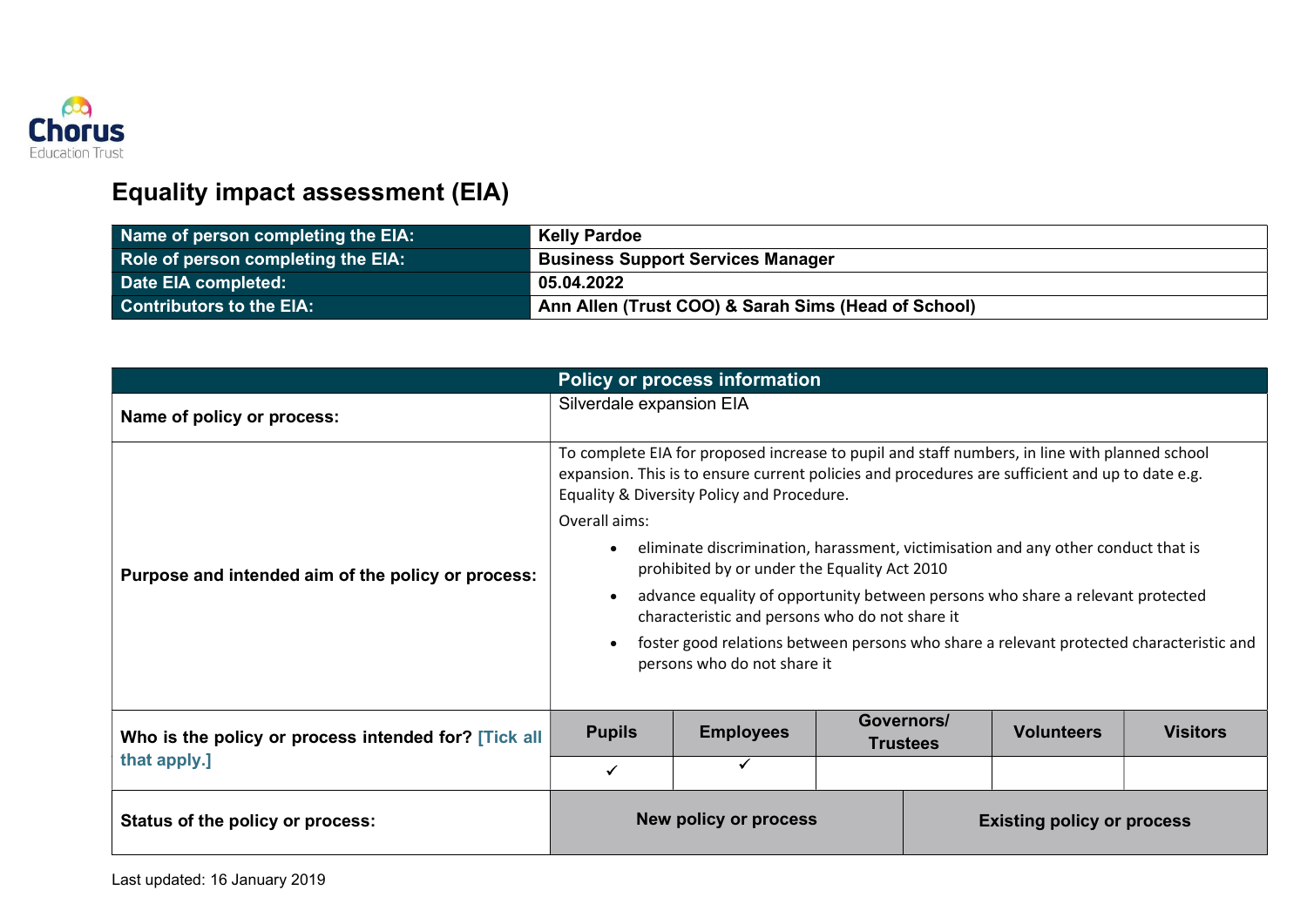Chorus Education Trust

# Equality impact assessment (EIA)

| Name of person completing the EIA: | Kelly Pardoe |
|---|---|
| Role of person completing the EIA: | Business Support Services Manager |
| Date EIA completed: | 05.04.2022 |
| Contributors to the EIA: | Ann Allen (Trust COO) & Sarah Sims (Head of School) |

| Policy or process information | | | | | |
|---|---|---|---|---|---|
| **Name of policy or process:** | Silverdale expansion EIA | | | | |
| **Purpose and intended aim of the policy or process:** | To complete EIA for proposed increase to pupil and staff numbers, in line with planned school expansion. This is to ensure current policies and procedures are sufficient and up to date e.g. Equality & Diversity Policy and Procedure.<br>Overall aims:<br>• eliminate discrimination, harassment, victimisation and any other conduct that is prohibited by or under the Equality Act 2010<br>• advance equality of opportunity between persons who share a relevant protected characteristic and persons who do not share it<br>• foster good relations between persons who share a relevant protected characteristic and persons who do not share it | | | | |
| **Who is the policy or process intended for? [Tick all that apply.]** | **Pupils** | **Employees** | **Governors/ Trustees** | **Volunteers** | **Visitors** |
| | ✓ | ✓ | | | |
| **Status of the policy or process:** | **New policy or process** | | **Existing policy or process** | | |

Last updated: 16 January 2019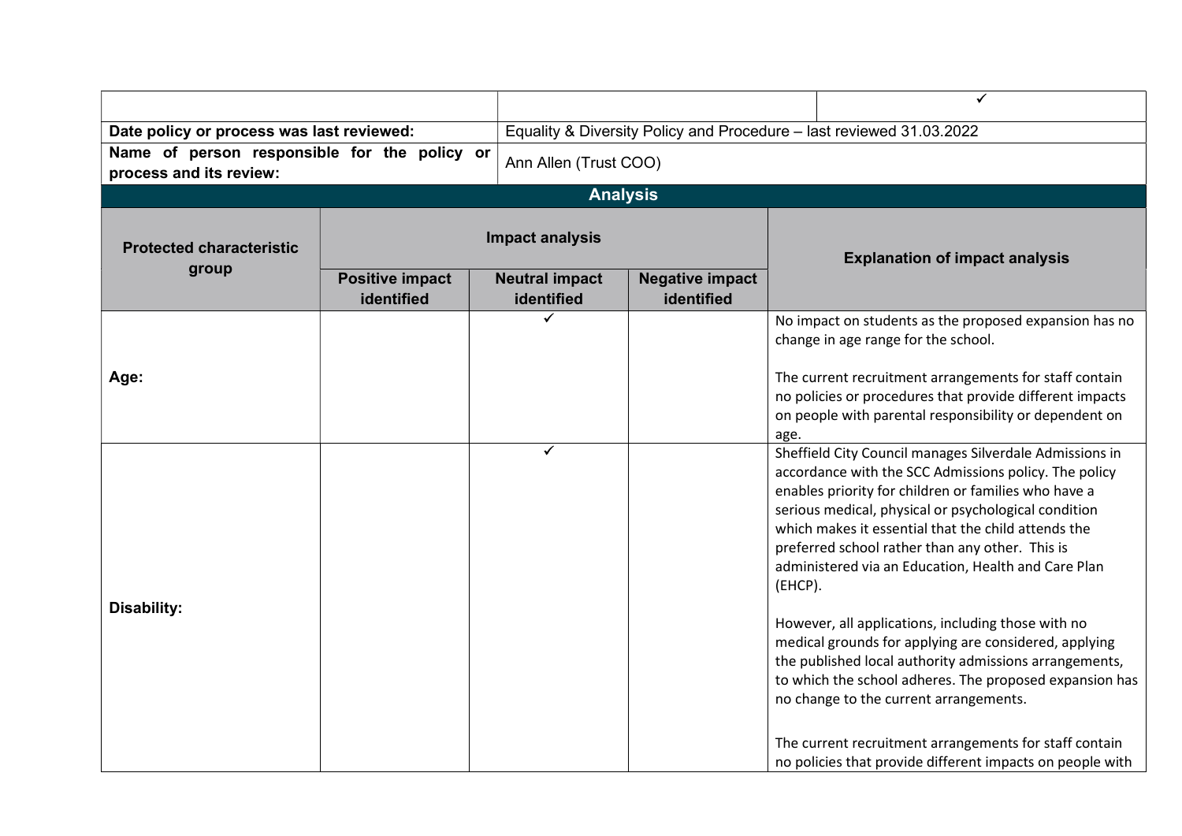| | | ✓ |
|---|---|---|
| **Date policy or process was last reviewed:** | Equality & Diversity Policy and Procedure – last reviewed 31.03.2022 | |
| **Name of person responsible for the policy or process and its review:** | Ann Allen (Trust COO) | |

## Analysis

| **Protected characteristic group** | **Impact analysis** | | | **Explanation of impact analysis** |
|---|---|---|---|---|
| | **Positive impact identified** | **Neutral impact identified** | **Negative impact identified** | |
| **Age:** | | ✓ | | No impact on students as the proposed expansion has no change in age range for the school.<br><br>The current recruitment arrangements for staff contain no policies or procedures that provide different impacts on people with parental responsibility or dependent on age. |
| **Disability:** | | ✓ | | Sheffield City Council manages Silverdale Admissions in accordance with the SCC Admissions policy. The policy enables priority for children or families who have a serious medical, physical or psychological condition which makes it essential that the child attends the preferred school rather than any other. This is administered via an Education, Health and Care Plan (EHCP).<br><br>However, all applications, including those with no medical grounds for applying are considered, applying the published local authority admissions arrangements, to which the school adheres. The proposed expansion has no change to the current arrangements.<br><br>The current recruitment arrangements for staff contain no policies that provide different impacts on people with |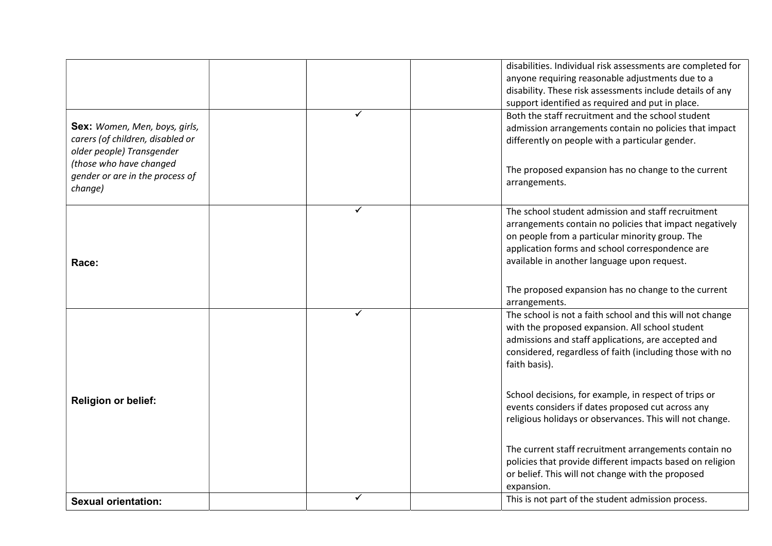| | | | | |
|---|---|---|---|---|
| | | | | disabilities. Individual risk assessments are completed for anyone requiring reasonable adjustments due to a disability. These risk assessments include details of any support identified as required and put in place. |
| **Sex:** *Women, Men, boys, girls, carers (of children, disabled or older people) Transgender (those who have changed gender or are in the process of change)* | | ✓ | | Both the staff recruitment and the school student admission arrangements contain no policies that impact differently on people with a particular gender.<br><br>The proposed expansion has no change to the current arrangements. |
| **Race:** | | ✓ | | The school student admission and staff recruitment arrangements contain no policies that impact negatively on people from a particular minority group. The application forms and school correspondence are available in another language upon request.<br><br>The proposed expansion has no change to the current arrangements. |
| **Religion or belief:** | | ✓ | | The school is not a faith school and this will not change with the proposed expansion. All school student admissions and staff applications, are accepted and considered, regardless of faith (including those with no faith basis).<br><br>School decisions, for example, in respect of trips or events considers if dates proposed cut across any religious holidays or observances. This will not change.<br><br>The current staff recruitment arrangements contain no policies that provide different impacts based on religion or belief. This will not change with the proposed expansion. |
| **Sexual orientation:** | | ✓ | | This is not part of the student admission process. |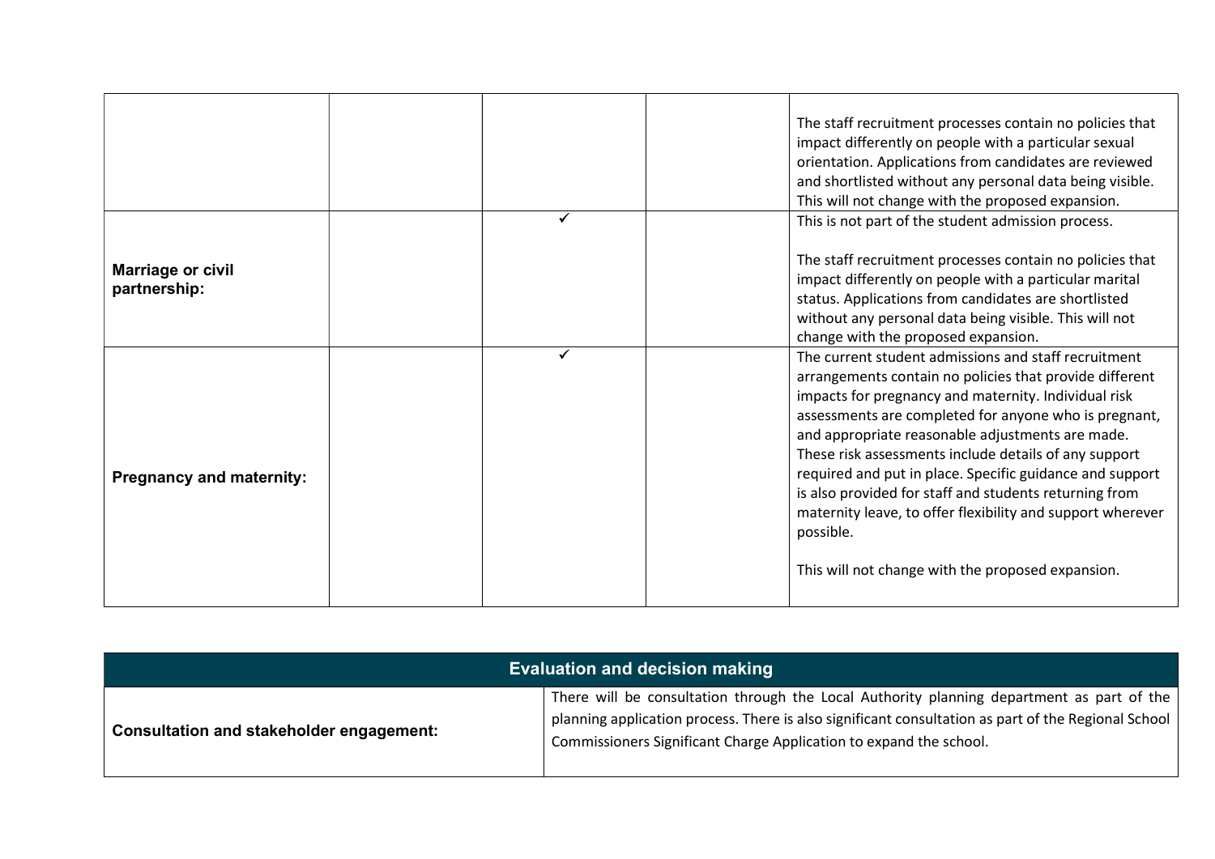| | | | | |
|---|---|---|---|---|
| | | | | The staff recruitment processes contain no policies that impact differently on people with a particular sexual orientation. Applications from candidates are reviewed and shortlisted without any personal data being visible. This will not change with the proposed expansion. |
| **Marriage or civil partnership:** | | ✓ | | This is not part of the student admission process.<br><br>The staff recruitment processes contain no policies that impact differently on people with a particular marital status. Applications from candidates are shortlisted without any personal data being visible. This will not change with the proposed expansion. |
| **Pregnancy and maternity:** | | ✓ | | The current student admissions and staff recruitment arrangements contain no policies that provide different impacts for pregnancy and maternity. Individual risk assessments are completed for anyone who is pregnant, and appropriate reasonable adjustments are made. These risk assessments include details of any support required and put in place. Specific guidance and support is also provided for staff and students returning from maternity leave, to offer flexibility and support wherever possible.<br><br>This will not change with the proposed expansion. |

| Evaluation and decision making | |
|---|---|
| **Consultation and stakeholder engagement:** | There will be consultation through the Local Authority planning department as part of the planning application process. There is also significant consultation as part of the Regional School Commissioners Significant Charge Application to expand the school. |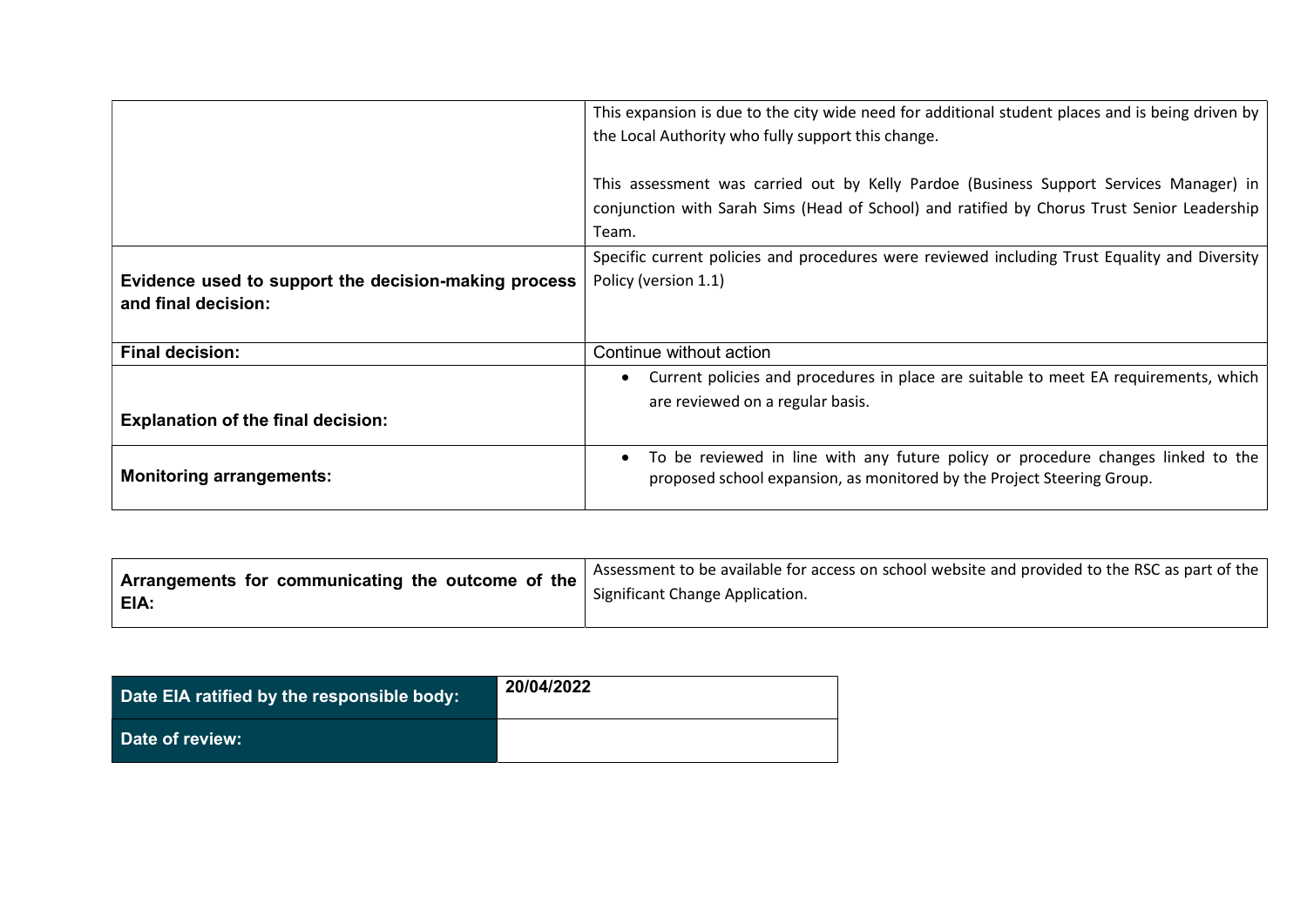| | |
|---|---|
| | This expansion is due to the city wide need for additional student places and is being driven by the Local Authority who fully support this change.<br><br>This assessment was carried out by Kelly Pardoe (Business Support Services Manager) in conjunction with Sarah Sims (Head of School) and ratified by Chorus Trust Senior Leadership Team. |
| **Evidence used to support the decision-making process and final decision:** | Specific current policies and procedures were reviewed including Trust Equality and Diversity Policy (version 1.1) |
| **Final decision:** | Continue without action |
| **Explanation of the final decision:** | • Current policies and procedures in place are suitable to meet EA requirements, which are reviewed on a regular basis. |
| **Monitoring arrangements:** | • To be reviewed in line with any future policy or procedure changes linked to the proposed school expansion, as monitored by the Project Steering Group. |

| | |
|---|---|
| **Arrangements for communicating the outcome of the EIA:** | Assessment to be available for access on school website and provided to the RSC as part of the Significant Change Application. |

| | |
|---|---|
| **Date EIA ratified by the responsible body:** | **20/04/2022** |
| **Date of review:** | |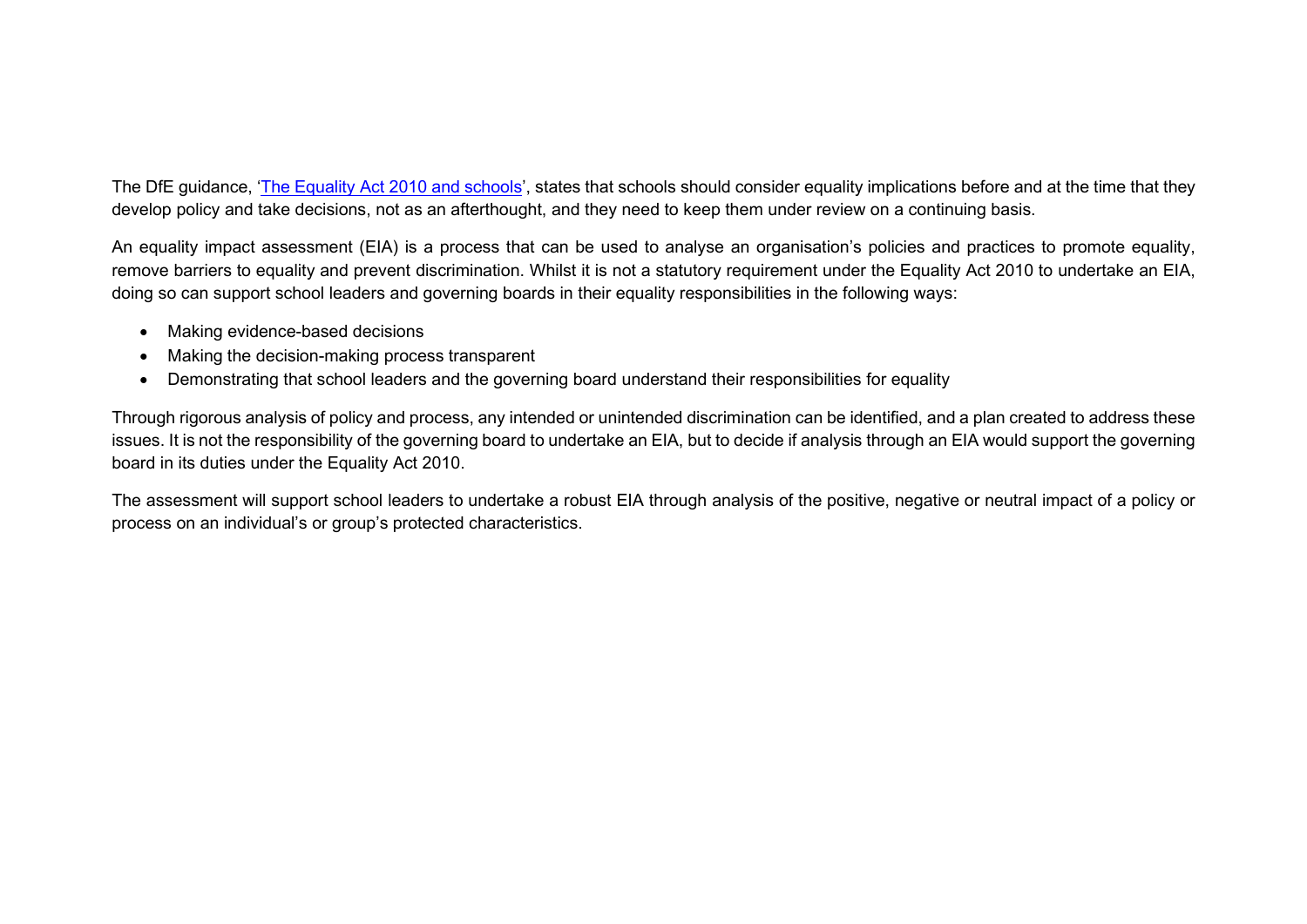The DfE guidance, '[The Equality Act 2010 and schools](The Equality Act 2010 and schools)', states that schools should consider equality implications before and at the time that they develop policy and take decisions, not as an afterthought, and they need to keep them under review on a continuing basis.

An equality impact assessment (EIA) is a process that can be used to analyse an organisation's policies and practices to promote equality, remove barriers to equality and prevent discrimination. Whilst it is not a statutory requirement under the Equality Act 2010 to undertake an EIA, doing so can support school leaders and governing boards in their equality responsibilities in the following ways:

- Making evidence-based decisions
- Making the decision-making process transparent
- Demonstrating that school leaders and the governing board understand their responsibilities for equality

Through rigorous analysis of policy and process, any intended or unintended discrimination can be identified, and a plan created to address these issues. It is not the responsibility of the governing board to undertake an EIA, but to decide if analysis through an EIA would support the governing board in its duties under the Equality Act 2010.

The assessment will support school leaders to undertake a robust EIA through analysis of the positive, negative or neutral impact of a policy or process on an individual's or group's protected characteristics.